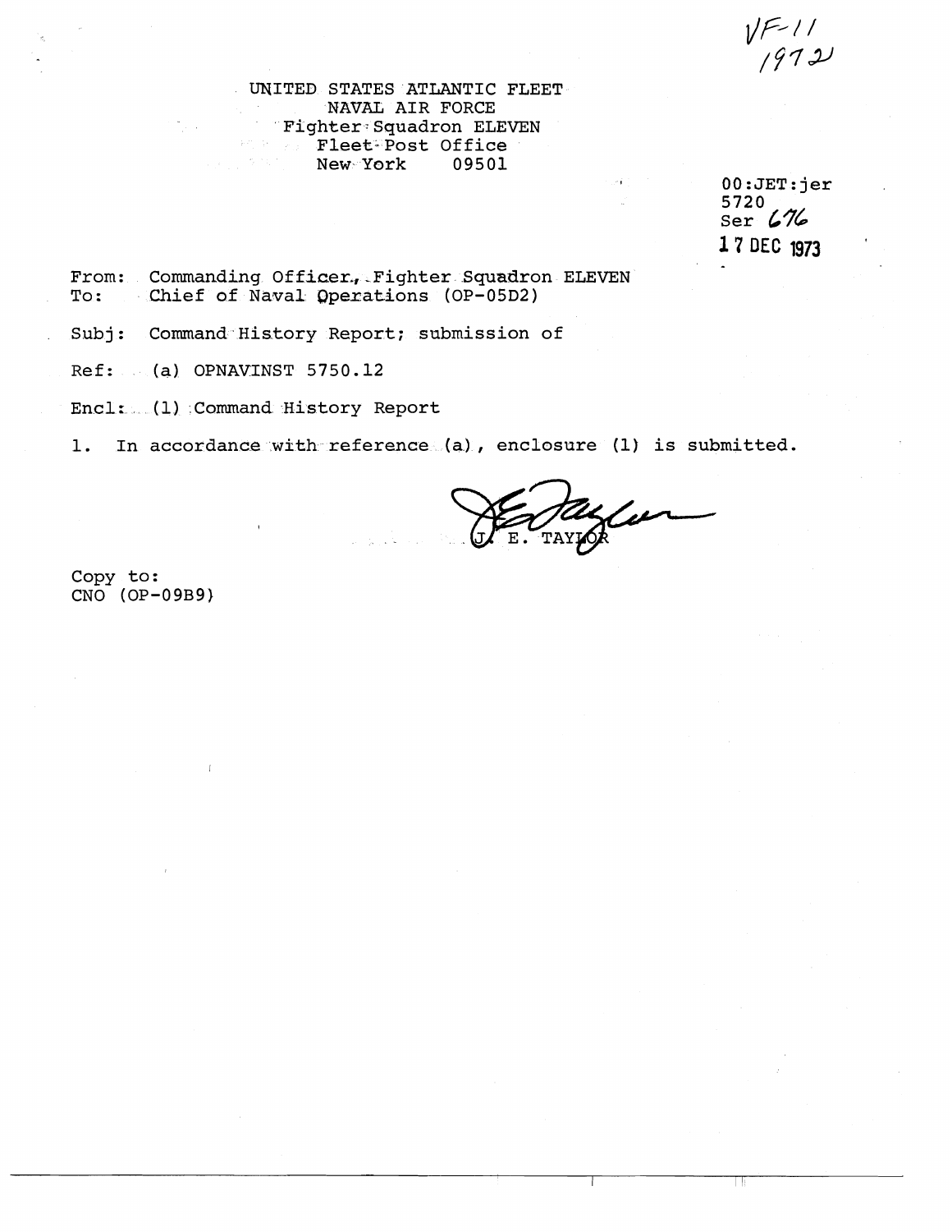VF-11
1972

UNITED STATES ATLANTIC FLEET
NAVAL AIR FORCE
Fighter Squadron ELEVEN
Fleet Post Office
New York 09501

00:JET:jer
5720
Ser 676
17 DEC 1973

From: Commanding Officer, Fighter Squadron ELEVEN
To: Chief of Naval Operations (OP-05D2)

Subj: Command History Report; submission of

Ref: (a) OPNAVINST 5750.12

Encl: (1) Command History Report

1. In accordance with reference (a), enclosure (1) is submitted.

J. E. TAYLOR

Copy to:
CNO (OP-09B9)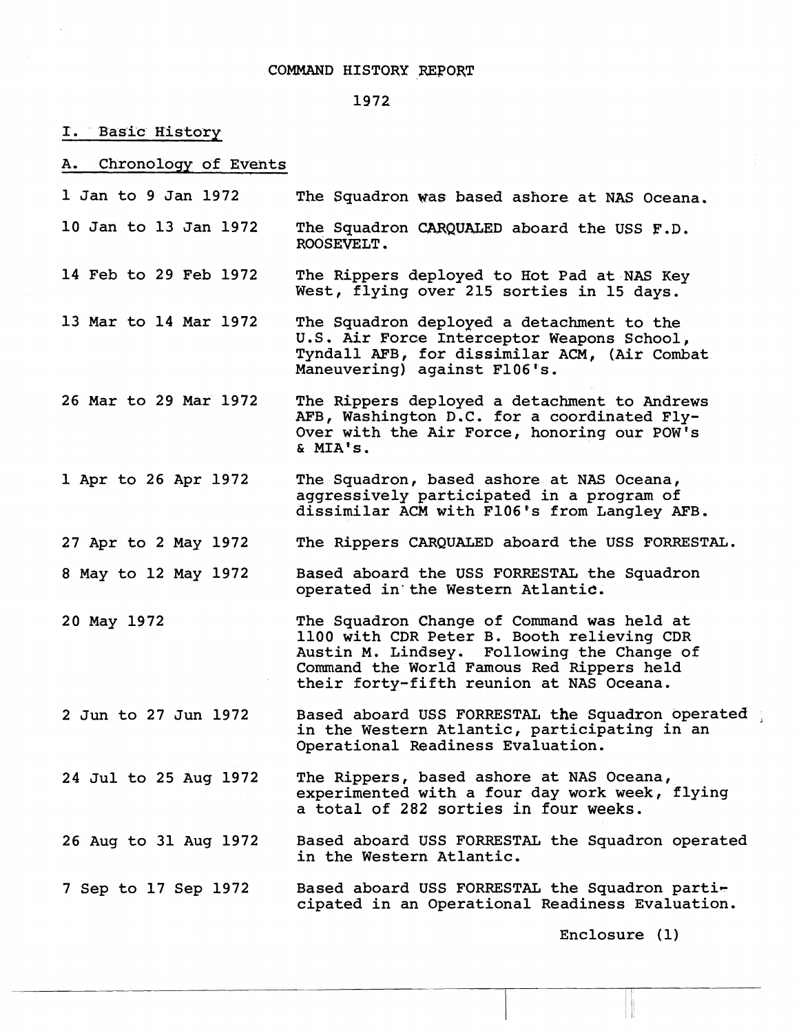# COMMAND HISTORY REPORT

## 1972

## I. Basic History

### A. Chronology of Events

| Date | Event |
|---|---|
| 1 Jan to 9 Jan 1972 | The Squadron was based ashore at NAS Oceana. |
| 10 Jan to 13 Jan 1972 | The Squadron CARQUALED aboard the USS F.D. ROOSEVELT. |
| 14 Feb to 29 Feb 1972 | The Rippers deployed to Hot Pad at NAS Key West, flying over 215 sorties in 15 days. |
| 13 Mar to 14 Mar 1972 | The Squadron deployed a detachment to the U.S. Air Force Interceptor Weapons School, Tyndall AFB, for dissimilar ACM, (Air Combat Maneuvering) against F106's. |
| 26 Mar to 29 Mar 1972 | The Rippers deployed a detachment to Andrews AFB, Washington D.C. for a coordinated Fly-Over with the Air Force, honoring our POW's & MIA's. |
| 1 Apr to 26 Apr 1972 | The Squadron, based ashore at NAS Oceana, aggressively participated in a program of dissimilar ACM with F106's from Langley AFB. |
| 27 Apr to 2 May 1972 | The Rippers CARQUALED aboard the USS FORRESTAL. |
| 8 May to 12 May 1972 | Based aboard the USS FORRESTAL the Squadron operated in the Western Atlantic. |
| 20 May 1972 | The Squadron Change of Command was held at 1100 with CDR Peter B. Booth relieving CDR Austin M. Lindsey. Following the Change of Command the World Famous Red Rippers held their forty-fifth reunion at NAS Oceana. |
| 2 Jun to 27 Jun 1972 | Based aboard USS FORRESTAL the Squadron operated in the Western Atlantic, participating in an Operational Readiness Evaluation. |
| 24 Jul to 25 Aug 1972 | The Rippers, based ashore at NAS Oceana, experimented with a four day work week, flying a total of 282 sorties in four weeks. |
| 26 Aug to 31 Aug 1972 | Based aboard USS FORRESTAL the Squadron operated in the Western Atlantic. |
| 7 Sep to 17 Sep 1972 | Based aboard USS FORRESTAL the Squadron participated in an Operational Readiness Evaluation. |

Enclosure (1)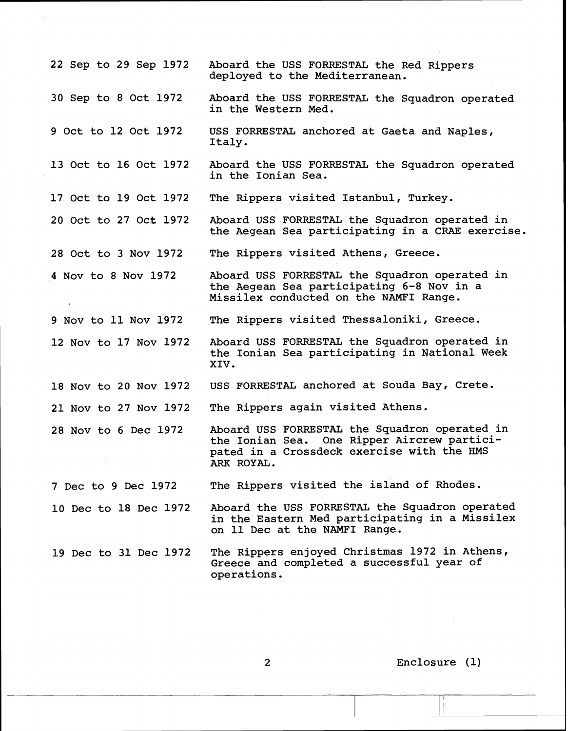| | |
|---|---|
| 22 Sep to 29 Sep 1972 | Aboard the USS FORRESTAL the Red Rippers deployed to the Mediterranean. |
| 30 Sep to 8 Oct 1972 | Aboard the USS FORRESTAL the Squadron operated in the Western Med. |
| 9 Oct to 12 Oct 1972 | USS FORRESTAL anchored at Gaeta and Naples, Italy. |
| 13 Oct to 16 Oct 1972 | Aboard the USS FORRESTAL the Squadron operated in the Ionian Sea. |
| 17 Oct to 19 Oct 1972 | The Rippers visited Istanbul, Turkey. |
| 20 Oct to 27 Oct 1972 | Aboard USS FORRESTAL the Squadron operated in the Aegean Sea participating in a CRAE exercise. |
| 28 Oct to 3 Nov 1972 | The Rippers visited Athens, Greece. |
| 4 Nov to 8 Nov 1972 | Aboard USS FORRESTAL the Squadron operated in the Aegean Sea participating 6-8 Nov in a Missilex conducted on the NAMFI Range. |
| 9 Nov to 11 Nov 1972 | The Rippers visited Thessaloniki, Greece. |
| 12 Nov to 17 Nov 1972 | Aboard USS FORRESTAL the Squadron operated in the Ionian Sea participating in National Week XIV. |
| 18 Nov to 20 Nov 1972 | USS FORRESTAL anchored at Souda Bay, Crete. |
| 21 Nov to 27 Nov 1972 | The Rippers again visited Athens. |
| 28 Nov to 6 Dec 1972 | Aboard USS FORRESTAL the Squadron operated in the Ionian Sea. One Ripper Aircrew participated in a Crossdeck exercise with the HMS ARK ROYAL. |
| 7 Dec to 9 Dec 1972 | The Rippers visited the island of Rhodes. |
| 10 Dec to 18 Dec 1972 | Aboard the USS FORRESTAL the Squadron operated in the Eastern Med participating in a Missilex on 11 Dec at the NAMFI Range. |
| 19 Dec to 31 Dec 1972 | The Rippers enjoyed Christmas 1972 in Athens, Greece and completed a successful year of operations. |

Enclosure (1)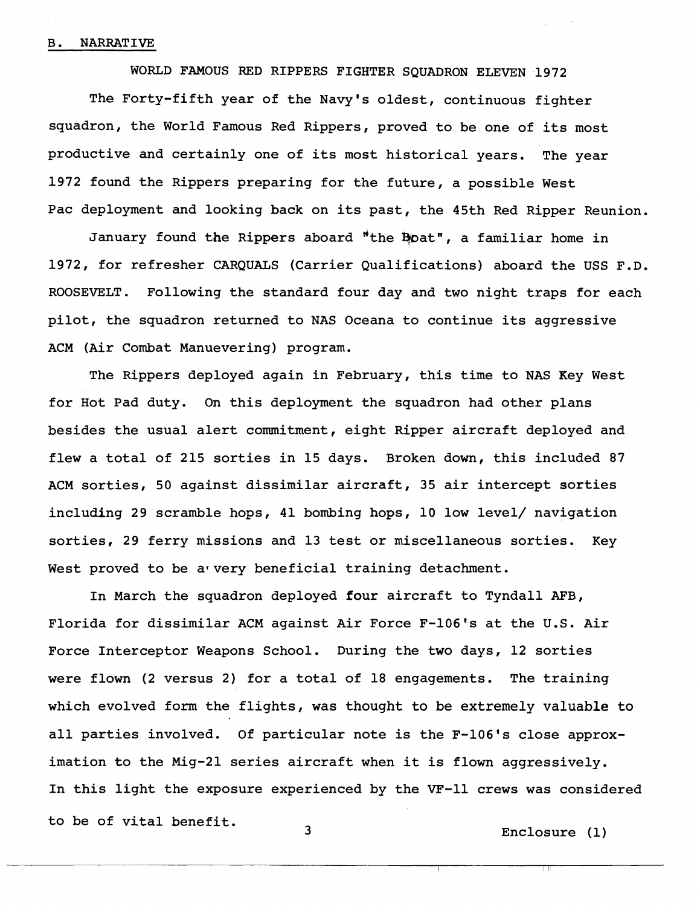## B. NARRATIVE

WORLD FAMOUS RED RIPPERS FIGHTER SQUADRON ELEVEN 1972

The Forty-fifth year of the Navy's oldest, continuous fighter squadron, the World Famous Red Rippers, proved to be one of its most productive and certainly one of its most historical years. The year 1972 found the Rippers preparing for the future, a possible West Pac deployment and looking back on its past, the 45th Red Ripper Reunion.

January found the Rippers aboard "the Boat", a familiar home in 1972, for refresher CARQUALS (Carrier Qualifications) aboard the USS F.D. ROOSEVELT. Following the standard four day and two night traps for each pilot, the squadron returned to NAS Oceana to continue its aggressive ACM (Air Combat Manuevering) program.

The Rippers deployed again in February, this time to NAS Key West for Hot Pad duty. On this deployment the squadron had other plans besides the usual alert commitment, eight Ripper aircraft deployed and flew a total of 215 sorties in 15 days. Broken down, this included 87 ACM sorties, 50 against dissimilar aircraft, 35 air intercept sorties including 29 scramble hops, 41 bombing hops, 10 low level/ navigation sorties, 29 ferry missions and 13 test or miscellaneous sorties. Key West proved to be a very beneficial training detachment.

In March the squadron deployed four aircraft to Tyndall AFB, Florida for dissimilar ACM against Air Force F-106's at the U.S. Air Force Interceptor Weapons School. During the two days, 12 sorties were flown (2 versus 2) for a total of 18 engagements. The training which evolved form the flights, was thought to be extremely valuable to all parties involved. Of particular note is the F-106's close approximation to the Mig-21 series aircraft when it is flown aggressively. In this light the exposure experienced by the VF-11 crews was considered to be of vital benefit.

Enclosure (1)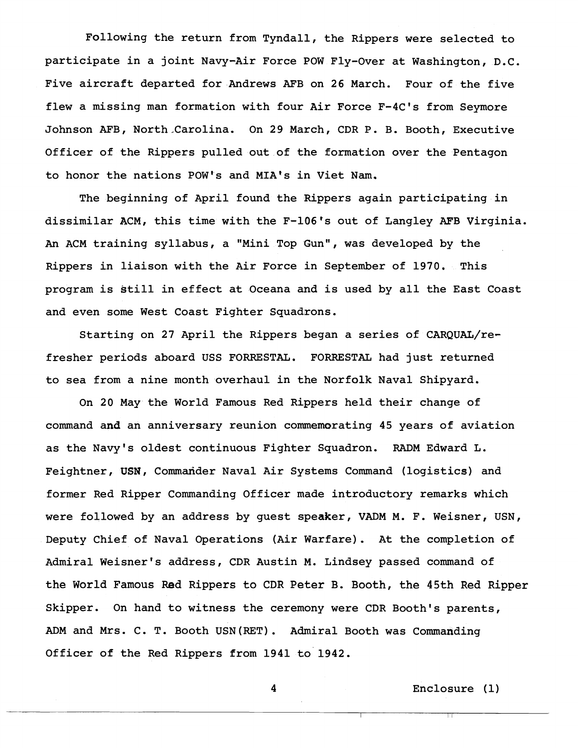Following the return from Tyndall, the Rippers were selected to participate in a joint Navy-Air Force POW Fly-Over at Washington, D.C. Five aircraft departed for Andrews AFB on 26 March. Four of the five flew a missing man formation with four Air Force F-4C's from Seymore Johnson AFB, North Carolina. On 29 March, CDR P. B. Booth, Executive Officer of the Rippers pulled out of the formation over the Pentagon to honor the nations POW's and MIA's in Viet Nam.

The beginning of April found the Rippers again participating in dissimilar ACM, this time with the F-106's out of Langley AFB Virginia. An ACM training syllabus, a "Mini Top Gun", was developed by the Rippers in liaison with the Air Force in September of 1970. This program is still in effect at Oceana and is used by all the East Coast and even some West Coast Fighter Squadrons.

Starting on 27 April the Rippers began a series of CARQUAL/refresher periods aboard USS FORRESTAL. FORRESTAL had just returned to sea from a nine month overhaul in the Norfolk Naval Shipyard.

On 20 May the World Famous Red Rippers held their change of command and an anniversary reunion commemorating 45 years of aviation as the Navy's oldest continuous Fighter Squadron. RADM Edward L. Feightner, USN, Commander Naval Air Systems Command (logistics) and former Red Ripper Commanding Officer made introductory remarks which were followed by an address by guest speaker, VADM M. F. Weisner, USN, Deputy Chief of Naval Operations (Air Warfare). At the completion of Admiral Weisner's address, CDR Austin M. Lindsey passed command of the World Famous Red Rippers to CDR Peter B. Booth, the 45th Red Ripper Skipper. On hand to witness the ceremony were CDR Booth's parents, ADM and Mrs. C. T. Booth USN(RET). Admiral Booth was Commanding Officer of the Red Rippers from 1941 to 1942.

Enclosure (1)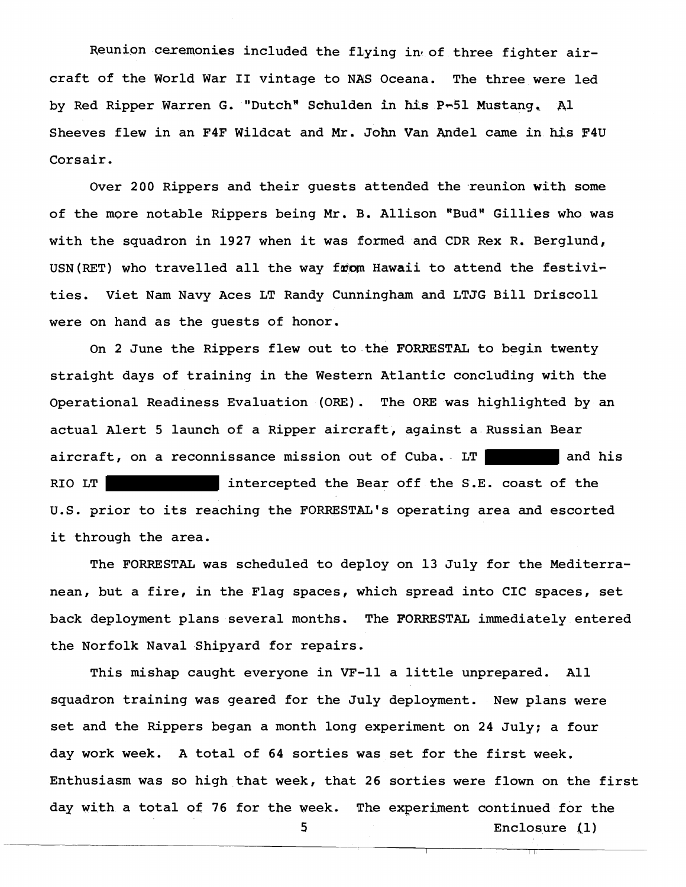Reunion ceremonies included the flying in of three fighter aircraft of the World War II vintage to NAS Oceana. The three were led by Red Ripper Warren G. "Dutch" Schulden in his P-51 Mustang. Al Sheeves flew in an F4F Wildcat and Mr. John Van Andel came in his F4U Corsair.

Over 200 Rippers and their guests attended the reunion with some of the more notable Rippers being Mr. B. Allison "Bud" Gillies who was with the squadron in 1927 when it was formed and CDR Rex R. Berglund, USN(RET) who travelled all the way from Hawaii to attend the festivities. Viet Nam Navy Aces LT Randy Cunningham and LTJG Bill Driscoll were on hand as the guests of honor.

On 2 June the Rippers flew out to the FORRESTAL to begin twenty straight days of training in the Western Atlantic concluding with the Operational Readiness Evaluation (ORE). The ORE was highlighted by an actual Alert 5 launch of a Ripper aircraft, against a Russian Bear aircraft, on a reconnissance mission out of Cuba. LT ██████████ and his RIO LT ██████████████ intercepted the Bear off the S.E. coast of the U.S. prior to its reaching the FORRESTAL's operating area and escorted it through the area.

The FORRESTAL was scheduled to deploy on 13 July for the Mediterranean, but a fire, in the Flag spaces, which spread into CIC spaces, set back deployment plans several months. The FORRESTAL immediately entered the Norfolk Naval Shipyard for repairs.

This mishap caught everyone in VF-11 a little unprepared. All squadron training was geared for the July deployment. New plans were set and the Rippers began a month long experiment on 24 July; a four day work week. A total of 64 sorties was set for the first week. Enthusiasm was so high that week, that 26 sorties were flown on the first day with a total of 76 for the week. The experiment continued for the

Enclosure (1)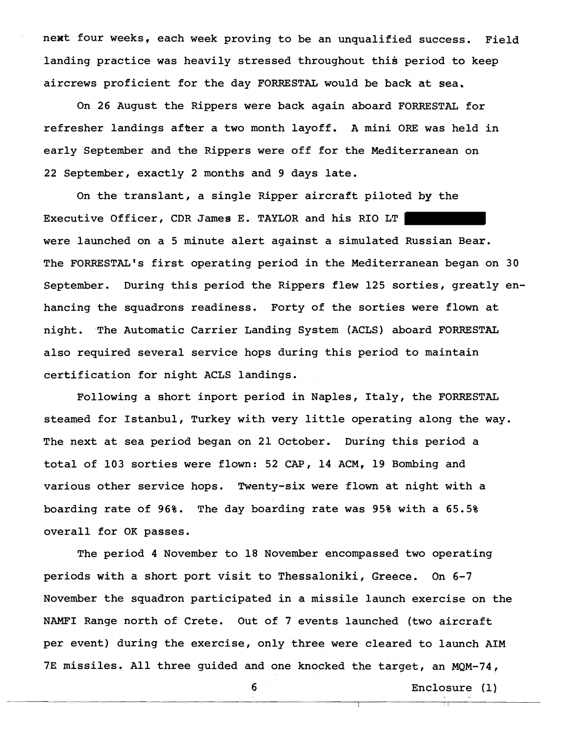next four weeks, each week proving to be an unqualified success. Field landing practice was heavily stressed throughout this period to keep aircrews proficient for the day FORRESTAL would be back at sea.

On 26 August the Rippers were back again aboard FORRESTAL for refresher landings after a two month layoff. A mini ORE was held in early September and the Rippers were off for the Mediterranean on 22 September, exactly 2 months and 9 days late.

On the translant, a single Ripper aircraft piloted by the Executive Officer, CDR James E. TAYLOR and his RIO LT ██████ were launched on a 5 minute alert against a simulated Russian Bear. The FORRESTAL's first operating period in the Mediterranean began on 30 September. During this period the Rippers flew 125 sorties, greatly enhancing the squadrons readiness. Forty of the sorties were flown at night. The Automatic Carrier Landing System (ACLS) aboard FORRESTAL also required several service hops during this period to maintain certification for night ACLS landings.

Following a short inport period in Naples, Italy, the FORRESTAL steamed for Istanbul, Turkey with very little operating along the way. The next at sea period began on 21 October. During this period a total of 103 sorties were flown: 52 CAP, 14 ACM, 19 Bombing and various other service hops. Twenty-six were flown at night with a boarding rate of 96%. The day boarding rate was 95% with a 65.5% overall for OK passes.

The period 4 November to 18 November encompassed two operating periods with a short port visit to Thessaloniki, Greece. On 6-7 November the squadron participated in a missile launch exercise on the NAMFI Range north of Crete. Out of 7 events launched (two aircraft per event) during the exercise, only three were cleared to launch AIM 7E missiles. All three guided and one knocked the target, an MQM-74,

Enclosure (1)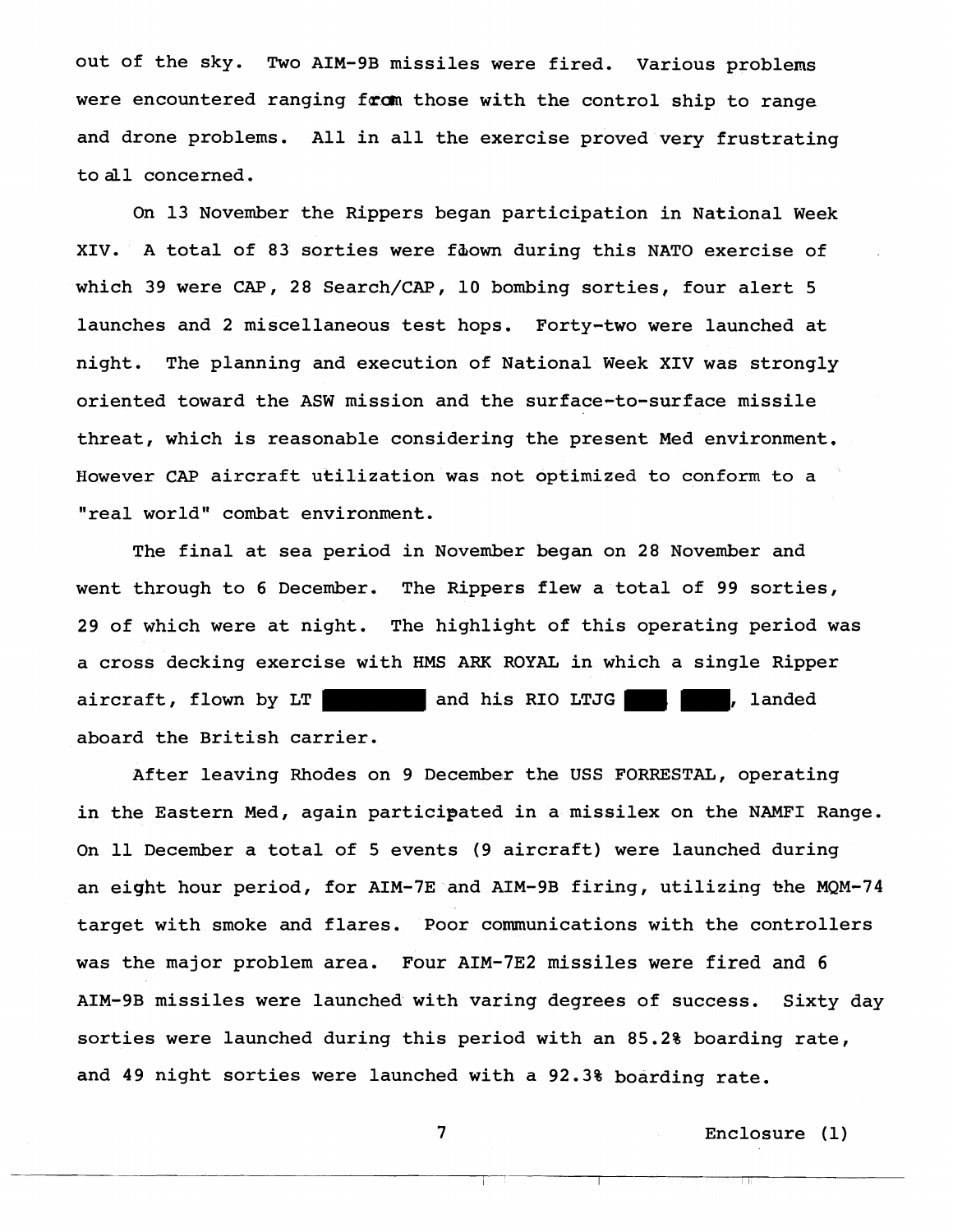out of the sky. Two AIM-9B missiles were fired. Various problems were encountered ranging from those with the control ship to range and drone problems. All in all the exercise proved very frustrating to all concerned.

On 13 November the Rippers began participation in National Week XIV. A total of 83 sorties were flown during this NATO exercise of which 39 were CAP, 28 Search/CAP, 10 bombing sorties, four alert 5 launches and 2 miscellaneous test hops. Forty-two were launched at night. The planning and execution of National Week XIV was strongly oriented toward the ASW mission and the surface-to-surface missile threat, which is reasonable considering the present Med environment. However CAP aircraft utilization was not optimized to conform to a "real world" combat environment.

The final at sea period in November began on 28 November and went through to 6 December. The Rippers flew a total of 99 sorties, 29 of which were at night. The highlight of this operating period was a cross decking exercise with HMS ARK ROYAL in which a single Ripper aircraft, flown by LT ████████ and his RIO LTJG ████ ████, landed aboard the British carrier.

After leaving Rhodes on 9 December the USS FORRESTAL, operating in the Eastern Med, again participated in a missilex on the NAMFI Range. On 11 December a total of 5 events (9 aircraft) were launched during an eight hour period, for AIM-7E and AIM-9B firing, utilizing the MQM-74 target with smoke and flares. Poor communications with the controllers was the major problem area. Four AIM-7E2 missiles were fired and 6 AIM-9B missiles were launched with varing degrees of success. Sixty day sorties were launched during this period with an 85.2% boarding rate, and 49 night sorties were launched with a 92.3% boarding rate.

Enclosure (1)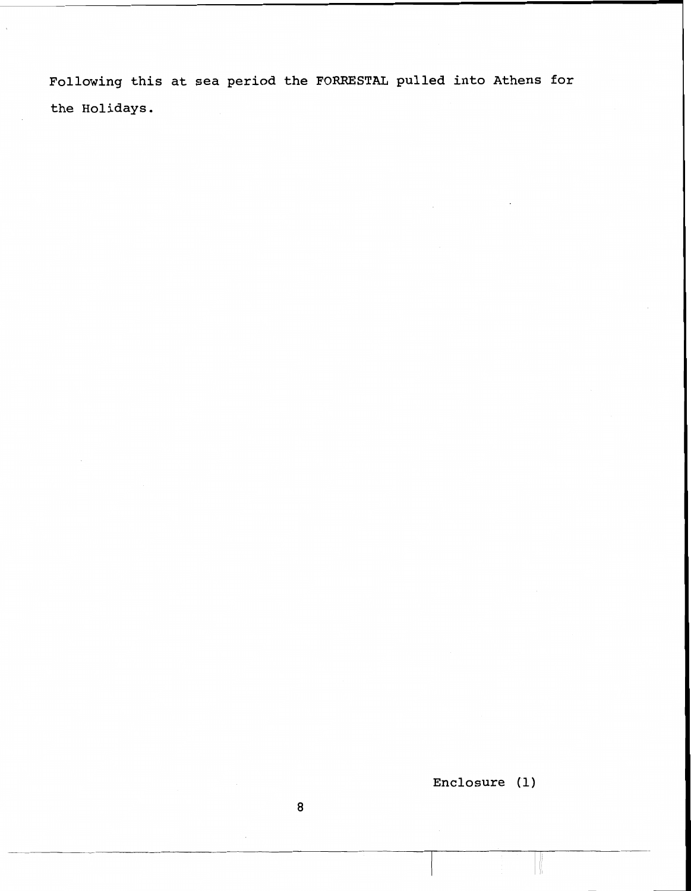Following this at sea period the FORRESTAL pulled into Athens for the Holidays.

Enclosure (1)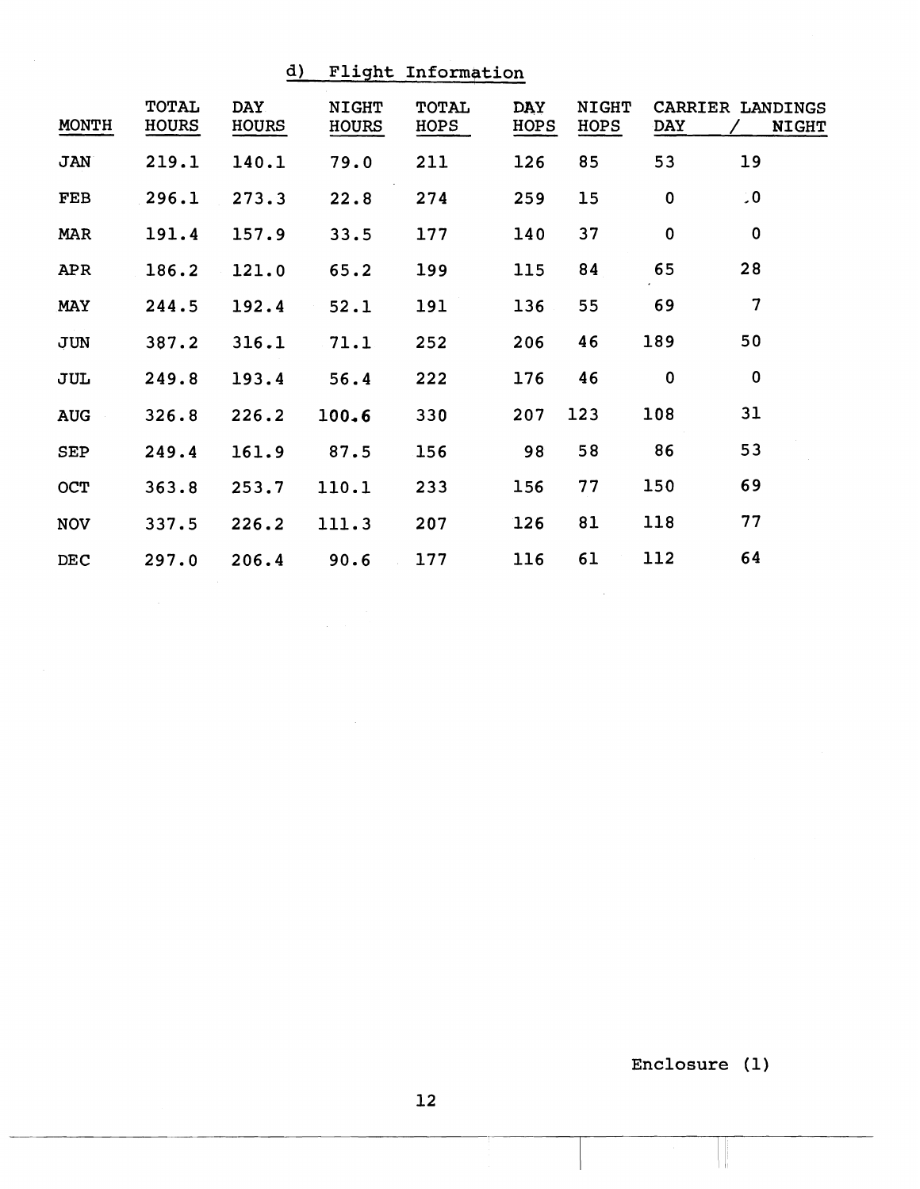## d) Flight Information

| MONTH | TOTAL HOURS | DAY HOURS | NIGHT HOURS | TOTAL HOPS | DAY HOPS | NIGHT HOPS | CARRIER LANDINGS DAY | / NIGHT |
|---|---|---|---|---|---|---|---|---|
| JAN | 219.1 | 140.1 | 79.0 | 211 | 126 | 85 | 53 | 19 |
| FEB | 296.1 | 273.3 | 22.8 | 274 | 259 | 15 | 0 | 0 |
| MAR | 191.4 | 157.9 | 33.5 | 177 | 140 | 37 | 0 | 0 |
| APR | 186.2 | 121.0 | 65.2 | 199 | 115 | 84 | 65 | 28 |
| MAY | 244.5 | 192.4 | 52.1 | 191 | 136 | 55 | 69 | 7 |
| JUN | 387.2 | 316.1 | 71.1 | 252 | 206 | 46 | 189 | 50 |
| JUL | 249.8 | 193.4 | 56.4 | 222 | 176 | 46 | 0 | 0 |
| AUG | 326.8 | 226.2 | 100.6 | 330 | 207 | 123 | 108 | 31 |
| SEP | 249.4 | 161.9 | 87.5 | 156 | 98 | 58 | 86 | 53 |
| OCT | 363.8 | 253.7 | 110.1 | 233 | 156 | 77 | 150 | 69 |
| NOV | 337.5 | 226.2 | 111.3 | 207 | 126 | 81 | 118 | 77 |
| DEC | 297.0 | 206.4 | 90.6 | 177 | 116 | 61 | 112 | 64 |

Enclosure (1)